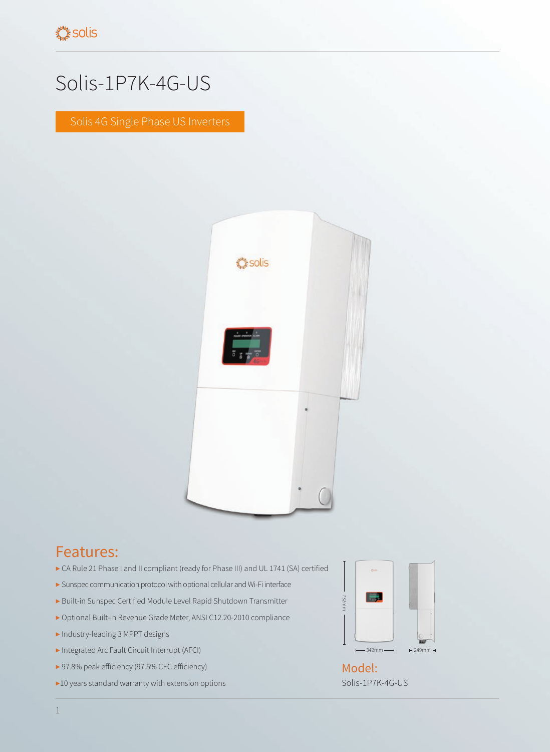# Solis-1P7K-4G-US

Solis 4G Single Phase US Inverters

## Features:

- CA Rule 21 Phase I and II compliant (ready for Phase III) and UL 1741 (SA) certified
- Sunspec communication protocol with optional cellular and Wi-Fi interface
- Built-in Sunspec Certified Module Level Rapid Shutdown Transmitter
- Optional Built-in Revenue Grade Meter, ANSI C12.20-2010 compliance
- Industry-leading 3 MPPT designs
- Integrated Arc Fault Circuit Interrupt (AFCI)
- 97.8% peak efficiency (97.5% CEC efficiency)
- 10 years standard warranty with extension options

732mm

342mm

249mm

## Model:

Solis-1P7K-4G-US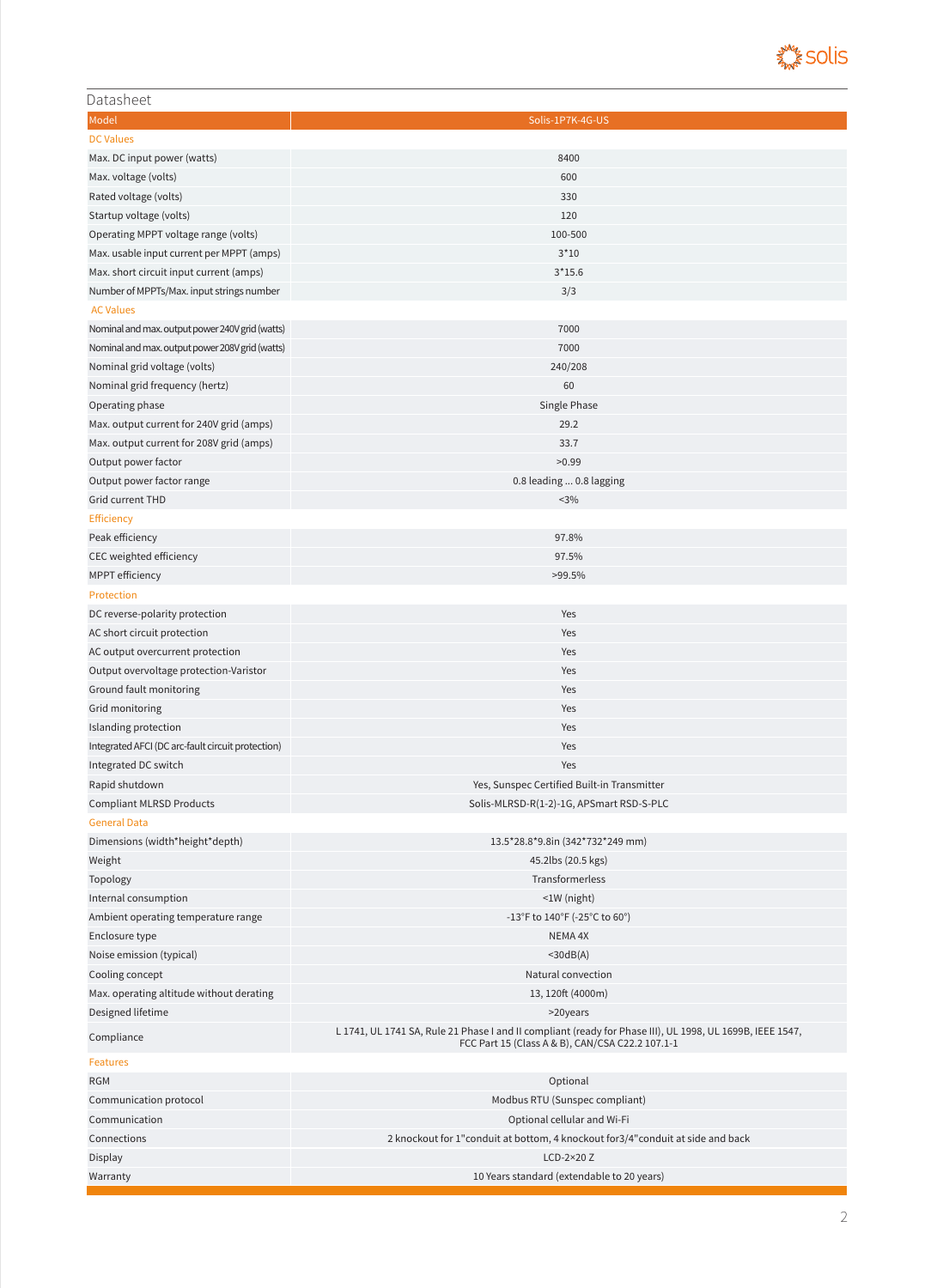Datasheet

| Model | Solis-1P7K-4G-US |
|---|---|
| **DC Values** | |
| Max. DC input power (watts) | 8400 |
| Max. voltage (volts) | 600 |
| Rated voltage (volts) | 330 |
| Startup voltage (volts) | 120 |
| Operating MPPT voltage range (volts) | 100-500 |
| Max. usable input current per MPPT (amps) | 3*10 |
| Max. short circuit input current (amps) | 3*15.6 |
| Number of MPPTs/Max. input strings number | 3/3 |
| **AC Values** | |
| Nominal and max. output power 240V grid (watts) | 7000 |
| Nominal and max. output power 208V grid (watts) | 7000 |
| Nominal grid voltage (volts) | 240/208 |
| Nominal grid frequency (hertz) | 60 |
| Operating phase | Single Phase |
| Max. output current for 240V grid (amps) | 29.2 |
| Max. output current for 208V grid (amps) | 33.7 |
| Output power factor | >0.99 |
| Output power factor range | 0.8 leading ... 0.8 lagging |
| Grid current THD | <3% |
| **Efficiency** | |
| Peak efficiency | 97.8% |
| CEC weighted efficiency | 97.5% |
| MPPT efficiency | >99.5% |
| **Protection** | |
| DC reverse-polarity protection | Yes |
| AC short circuit protection | Yes |
| AC output overcurrent protection | Yes |
| Output overvoltage protection-Varistor | Yes |
| Ground fault monitoring | Yes |
| Grid monitoring | Yes |
| Islanding protection | Yes |
| Integrated AFCI (DC arc-fault circuit protection) | Yes |
| Integrated DC switch | Yes |
| Rapid shutdown | Yes, Sunspec Certified Built-in Transmitter |
| Compliant MLRSD Products | Solis-MLRSD-R(1-2)-1G, APSmart RSD-S-PLC |
| **General Data** | |
| Dimensions (width*height*depth) | 13.5*28.8*9.8in (342*732*249 mm) |
| Weight | 45.2lbs (20.5 kgs) |
| Topology | Transformerless |
| Internal consumption | <1W (night) |
| Ambient operating temperature range | -13°F to 140°F (-25°C to 60°) |
| Enclosure type | NEMA 4X |
| Noise emission (typical) | <30dB(A) |
| Cooling concept | Natural convection |
| Max. operating altitude without derating | 13, 120ft (4000m) |
| Designed lifetime | >20years |
| Compliance | L 1741, UL 1741 SA, Rule 21 Phase I and II compliant (ready for Phase III), UL 1998, UL 1699B, IEEE 1547, FCC Part 15 (Class A & B), CAN/CSA C22.2 107.1-1 |
| **Features** | |
| RGM | Optional |
| Communication protocol | Modbus RTU (Sunspec compliant) |
| Communication | Optional cellular and Wi-Fi |
| Connections | 2 knockout for 1"conduit at bottom, 4 knockout for3/4"conduit at side and back |
| Display | LCD-2×20 Z |
| Warranty | 10 Years standard (extendable to 20 years) |